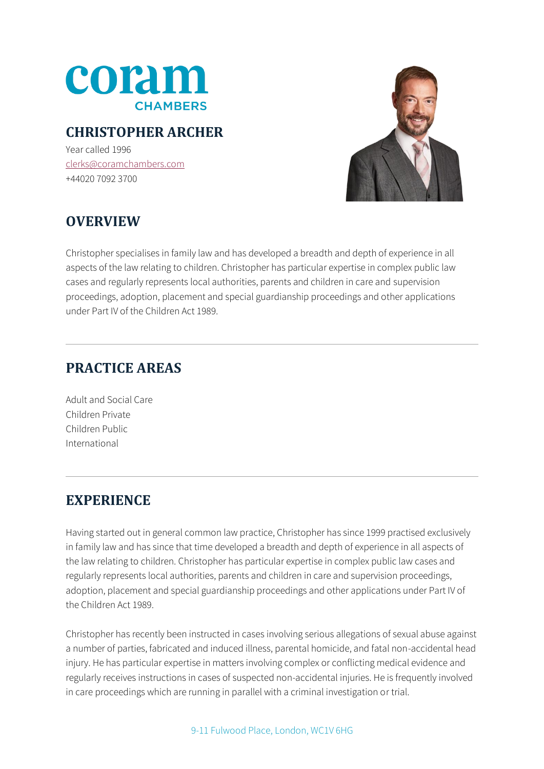coram
CHAMBERS

# CHRISTOPHER ARCHER

Year called 1996
clerks@coramchambers.com
+44020 7092 3700

## OVERVIEW

Christopher specialises in family law and has developed a breadth and depth of experience in all aspects of the law relating to children. Christopher has particular expertise in complex public law cases and regularly represents local authorities, parents and children in care and supervision proceedings, adoption, placement and special guardianship proceedings and other applications under Part IV of the Children Act 1989.

## PRACTICE AREAS

Adult and Social Care
Children Private
Children Public
International

## EXPERIENCE

Having started out in general common law practice, Christopher has since 1999 practised exclusively in family law and has since that time developed a breadth and depth of experience in all aspects of the law relating to children. Christopher has particular expertise in complex public law cases and regularly represents local authorities, parents and children in care and supervision proceedings, adoption, placement and special guardianship proceedings and other applications under Part IV of the Children Act 1989.

Christopher has recently been instructed in cases involving serious allegations of sexual abuse against a number of parties, fabricated and induced illness, parental homicide, and fatal non-accidental head injury. He has particular expertise in matters involving complex or conflicting medical evidence and regularly receives instructions in cases of suspected non-accidental injuries. He is frequently involved in care proceedings which are running in parallel with a criminal investigation or trial.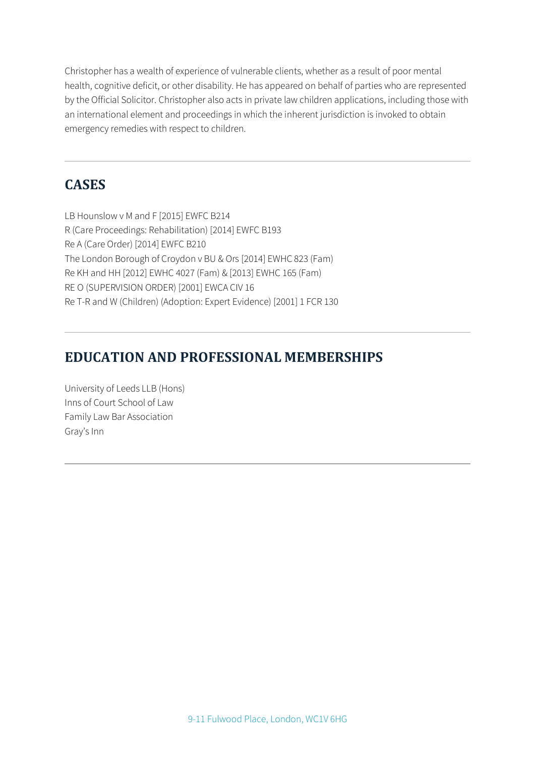Christopher has a wealth of experience of vulnerable clients, whether as a result of poor mental health, cognitive deficit, or other disability. He has appeared on behalf of parties who are represented by the Official Solicitor. Christopher also acts in private law children applications, including those with an international element and proceedings in which the inherent jurisdiction is invoked to obtain emergency remedies with respect to children.

## CASES

LB Hounslow v M and F [2015] EWFC B214
R (Care Proceedings: Rehabilitation) [2014] EWFC B193
Re A (Care Order) [2014] EWFC B210
The London Borough of Croydon v BU & Ors [2014] EWHC 823 (Fam)
Re KH and HH [2012] EWHC 4027 (Fam) & [2013] EWHC 165 (Fam)
RE O (SUPERVISION ORDER) [2001] EWCA CIV 16
Re T-R and W (Children) (Adoption: Expert Evidence) [2001] 1 FCR 130

## EDUCATION AND PROFESSIONAL MEMBERSHIPS

University of Leeds LLB (Hons)
Inns of Court School of Law
Family Law Bar Association
Gray's Inn